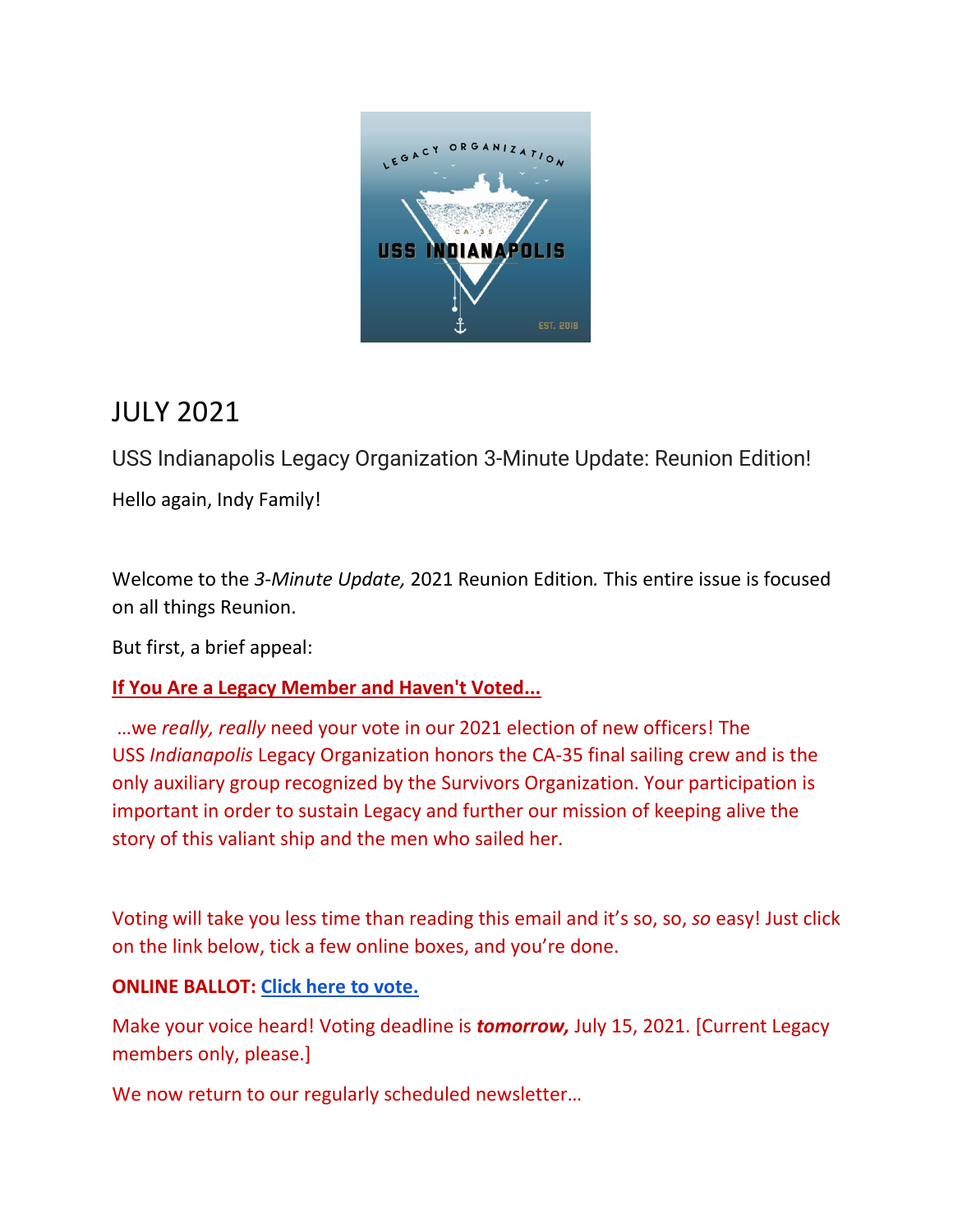# JULY 2021

USS Indianapolis Legacy Organization 3-Minute Update: Reunion Edition!

Hello again, Indy Family!

Welcome to the *3-Minute Update,* 2021 Reunion Edition*.* This entire issue is focused on all things Reunion.

But first, a brief appeal:

**If You Are a Legacy Member and Haven't Voted...**

…we *really, really* need your vote in our 2021 election of new officers! The USS *Indianapolis* Legacy Organization honors the CA-35 final sailing crew and is the only auxiliary group recognized by the Survivors Organization. Your participation is important in order to sustain Legacy and further our mission of keeping alive the story of this valiant ship and the men who sailed her.

Voting will take you less time than reading this email and it's so, so, *so* easy! Just click on the link below, tick a few online boxes, and you're done.

**ONLINE BALLOT:** **Click here to vote.**

Make your voice heard! Voting deadline is ***tomorrow,*** July 15, 2021. [Current Legacy members only, please.]

We now return to our regularly scheduled newsletter…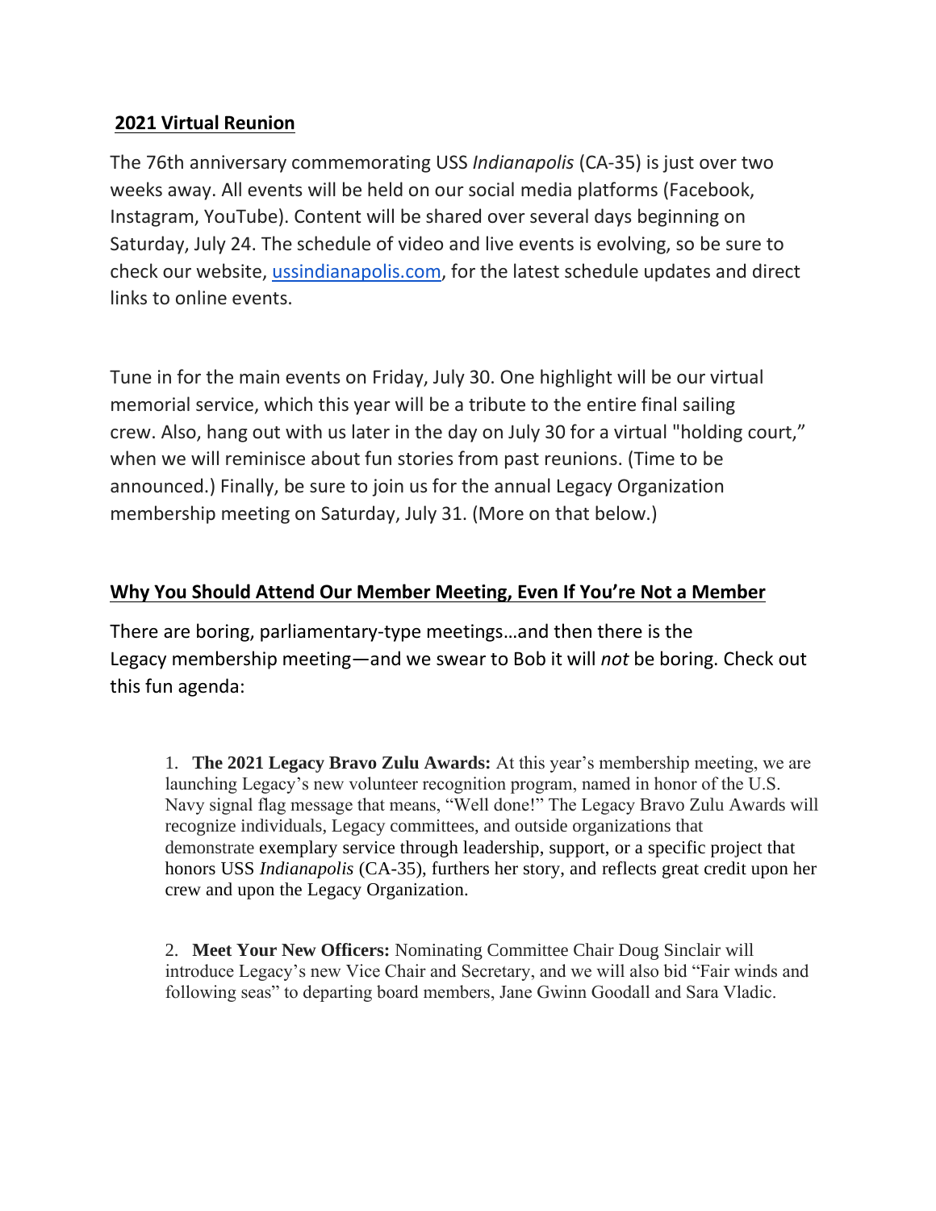## 2021 Virtual Reunion

The 76th anniversary commemorating USS *Indianapolis* (CA-35) is just over two weeks away. All events will be held on our social media platforms (Facebook, Instagram, YouTube). Content will be shared over several days beginning on Saturday, July 24. The schedule of video and live events is evolving, so be sure to check our website, [ussindianapolis.com](ussindianapolis.com), for the latest schedule updates and direct links to online events.

Tune in for the main events on Friday, July 30. One highlight will be our virtual memorial service, which this year will be a tribute to the entire final sailing crew. Also, hang out with us later in the day on July 30 for a virtual "holding court," when we will reminisce about fun stories from past reunions. (Time to be announced.) Finally, be sure to join us for the annual Legacy Organization membership meeting on Saturday, July 31. (More on that below.)

## Why You Should Attend Our Member Meeting, Even If You're Not a Member

There are boring, parliamentary-type meetings…and then there is the Legacy membership meeting—and we swear to Bob it will *not* be boring. Check out this fun agenda:

1. **The 2021 Legacy Bravo Zulu Awards:** At this year's membership meeting, we are launching Legacy's new volunteer recognition program, named in honor of the U.S. Navy signal flag message that means, "Well done!" The Legacy Bravo Zulu Awards will recognize individuals, Legacy committees, and outside organizations that demonstrate exemplary service through leadership, support, or a specific project that honors USS *Indianapolis* (CA-35), furthers her story, and reflects great credit upon her crew and upon the Legacy Organization.

2. **Meet Your New Officers:** Nominating Committee Chair Doug Sinclair will introduce Legacy's new Vice Chair and Secretary, and we will also bid "Fair winds and following seas" to departing board members, Jane Gwinn Goodall and Sara Vladic.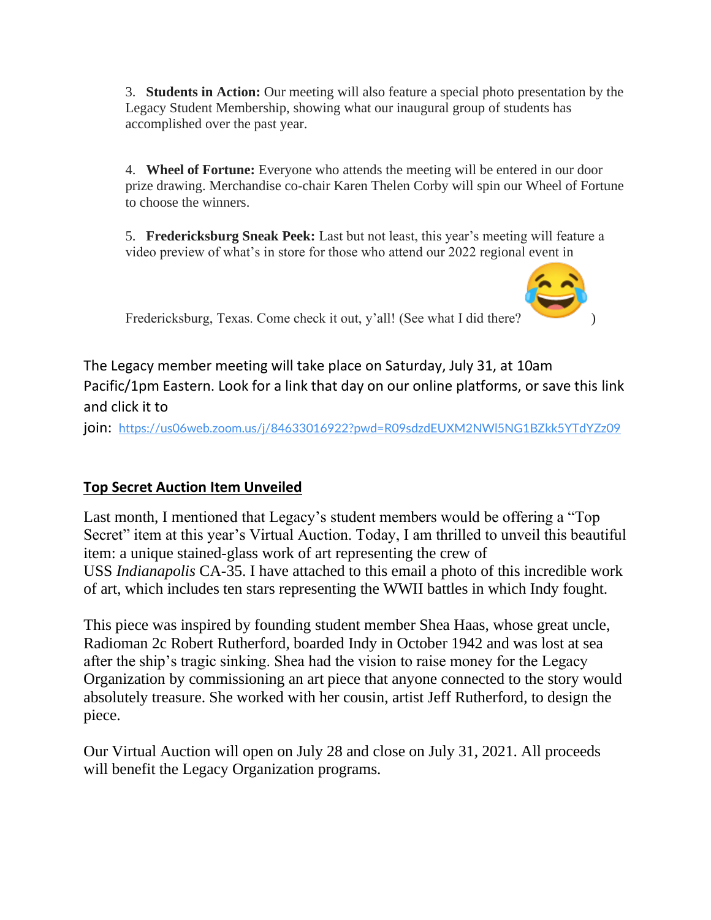3. **Students in Action:** Our meeting will also feature a special photo presentation by the Legacy Student Membership, showing what our inaugural group of students has accomplished over the past year.

4. **Wheel of Fortune:** Everyone who attends the meeting will be entered in our door prize drawing. Merchandise co-chair Karen Thelen Corby will spin our Wheel of Fortune to choose the winners.

5. **Fredericksburg Sneak Peek:** Last but not least, this year's meeting will feature a video preview of what's in store for those who attend our 2022 regional event in Fredericksburg, Texas. Come check it out, y'all! (See what I did there? 😂 )

The Legacy member meeting will take place on Saturday, July 31, at 10am Pacific/1pm Eastern. Look for a link that day on our online platforms, or save this link and click it to join: https://us06web.zoom.us/j/84633016922?pwd=R09sdzdEUXM2NWI5NG1BZkk5YTdYZz09

**Top Secret Auction Item Unveiled**

Last month, I mentioned that Legacy's student members would be offering a "Top Secret" item at this year's Virtual Auction. Today, I am thrilled to unveil this beautiful item: a unique stained-glass work of art representing the crew of USS *Indianapolis* CA-35. I have attached to this email a photo of this incredible work of art, which includes ten stars representing the WWII battles in which Indy fought.

This piece was inspired by founding student member Shea Haas, whose great uncle, Radioman 2c Robert Rutherford, boarded Indy in October 1942 and was lost at sea after the ship's tragic sinking. Shea had the vision to raise money for the Legacy Organization by commissioning an art piece that anyone connected to the story would absolutely treasure. She worked with her cousin, artist Jeff Rutherford, to design the piece.

Our Virtual Auction will open on July 28 and close on July 31, 2021. All proceeds will benefit the Legacy Organization programs.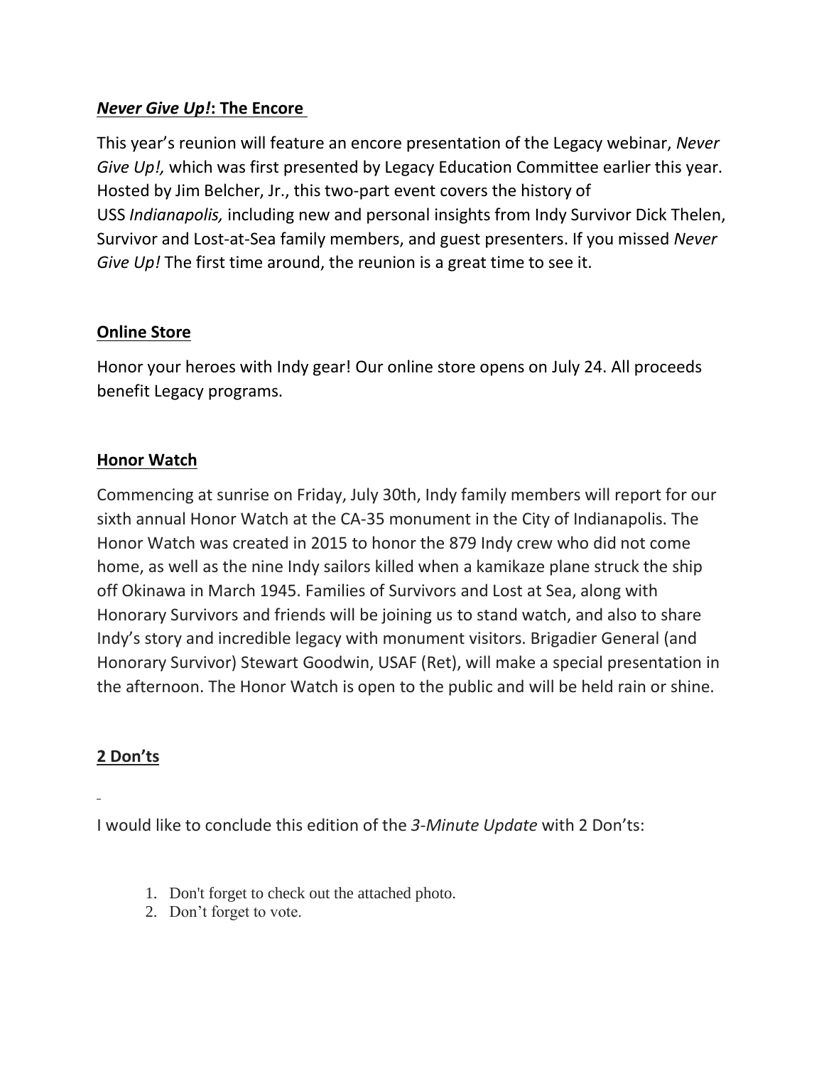## ***Never Give Up!*: The Encore**

This year's reunion will feature an encore presentation of the Legacy webinar, *Never Give Up!,* which was first presented by Legacy Education Committee earlier this year. Hosted by Jim Belcher, Jr., this two-part event covers the history of USS *Indianapolis,* including new and personal insights from Indy Survivor Dick Thelen, Survivor and Lost-at-Sea family members, and guest presenters. If you missed *Never Give Up!* The first time around, the reunion is a great time to see it.

## **Online Store**

Honor your heroes with Indy gear! Our online store opens on July 24. All proceeds benefit Legacy programs.

## **Honor Watch**

Commencing at sunrise on Friday, July 30th, Indy family members will report for our sixth annual Honor Watch at the CA-35 monument in the City of Indianapolis. The Honor Watch was created in 2015 to honor the 879 Indy crew who did not come home, as well as the nine Indy sailors killed when a kamikaze plane struck the ship off Okinawa in March 1945. Families of Survivors and Lost at Sea, along with Honorary Survivors and friends will be joining us to stand watch, and also to share Indy's story and incredible legacy with monument visitors. Brigadier General (and Honorary Survivor) Stewart Goodwin, USAF (Ret), will make a special presentation in the afternoon. The Honor Watch is open to the public and will be held rain or shine.

## **2 Don'ts**

I would like to conclude this edition of the *3-Minute Update* with 2 Don'ts:

1. Don't forget to check out the attached photo.
2. Don't forget to vote.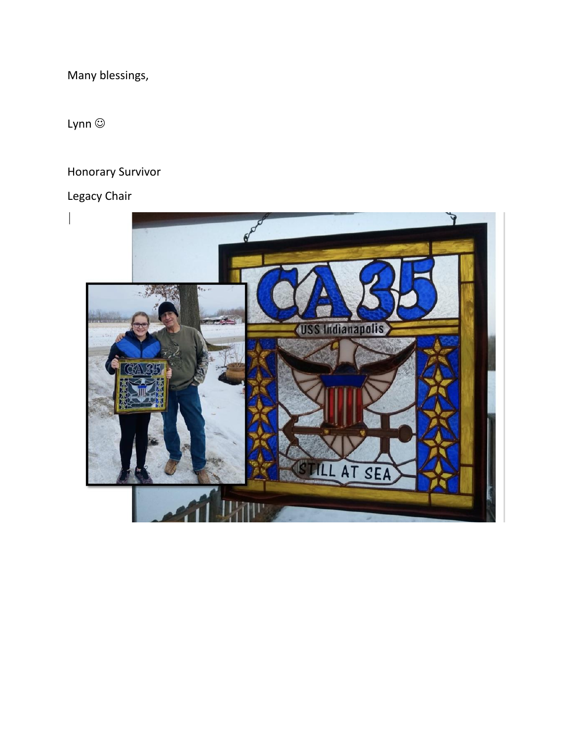Many blessings,

Lynn ☺

Honorary Survivor

Legacy Chair